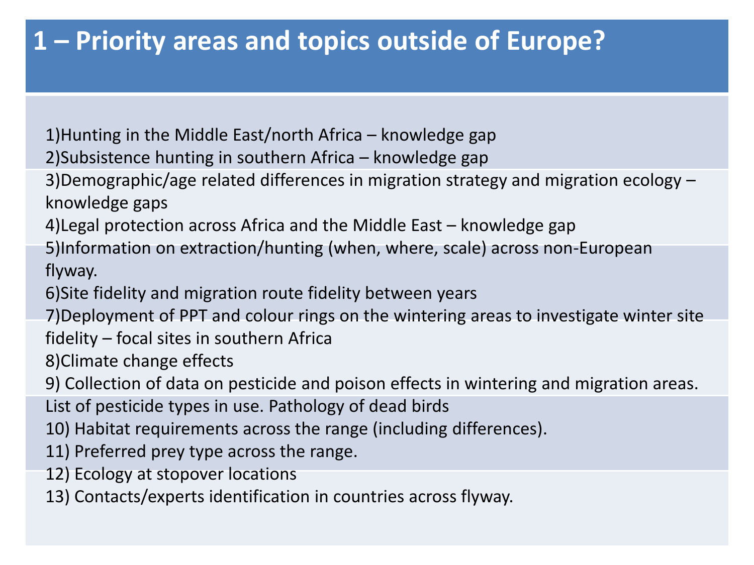# 1 – Priority areas and topics outside of Europe?

1) Hunting in the Middle East/north Africa – knowledge gap
2) Subsistence hunting in southern Africa – knowledge gap
3) Demographic/age related differences in migration strategy and migration ecology – knowledge gaps
4) Legal protection across Africa and the Middle East – knowledge gap
5) Information on extraction/hunting (when, where, scale) across non-European flyway.
6) Site fidelity and migration route fidelity between years
7) Deployment of PPT and colour rings on the wintering areas to investigate winter site fidelity – focal sites in southern Africa
8) Climate change effects
9) Collection of data on pesticide and poison effects in wintering and migration areas. List of pesticide types in use. Pathology of dead birds
10) Habitat requirements across the range (including differences).
11) Preferred prey type across the range.
12) Ecology at stopover locations
13) Contacts/experts identification in countries across flyway.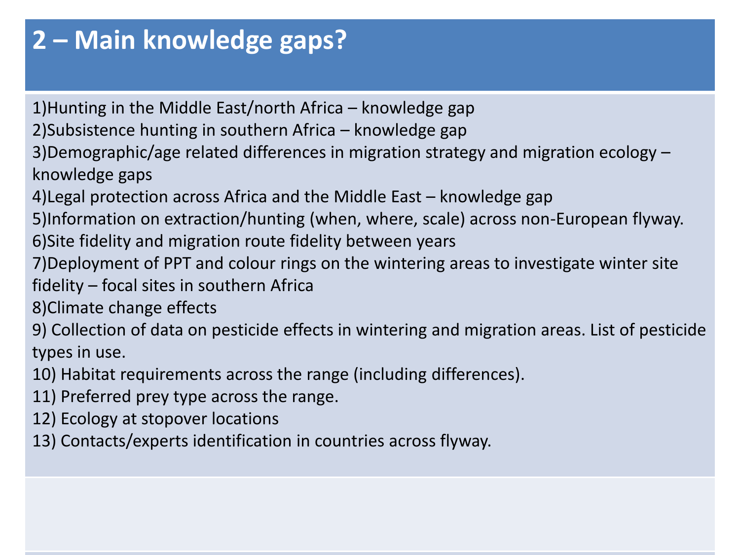# 2 – Main knowledge gaps?

1)Hunting in the Middle East/north Africa – knowledge gap
2)Subsistence hunting in southern Africa – knowledge gap
3)Demographic/age related differences in migration strategy and migration ecology – knowledge gaps
4)Legal protection across Africa and the Middle East – knowledge gap
5)Information on extraction/hunting (when, where, scale) across non-European flyway.
6)Site fidelity and migration route fidelity between years
7)Deployment of PPT and colour rings on the wintering areas to investigate winter site fidelity – focal sites in southern Africa
8)Climate change effects
9) Collection of data on pesticide effects in wintering and migration areas. List of pesticide types in use.
10) Habitat requirements across the range (including differences).
11) Preferred prey type across the range.
12) Ecology at stopover locations
13) Contacts/experts identification in countries across flyway.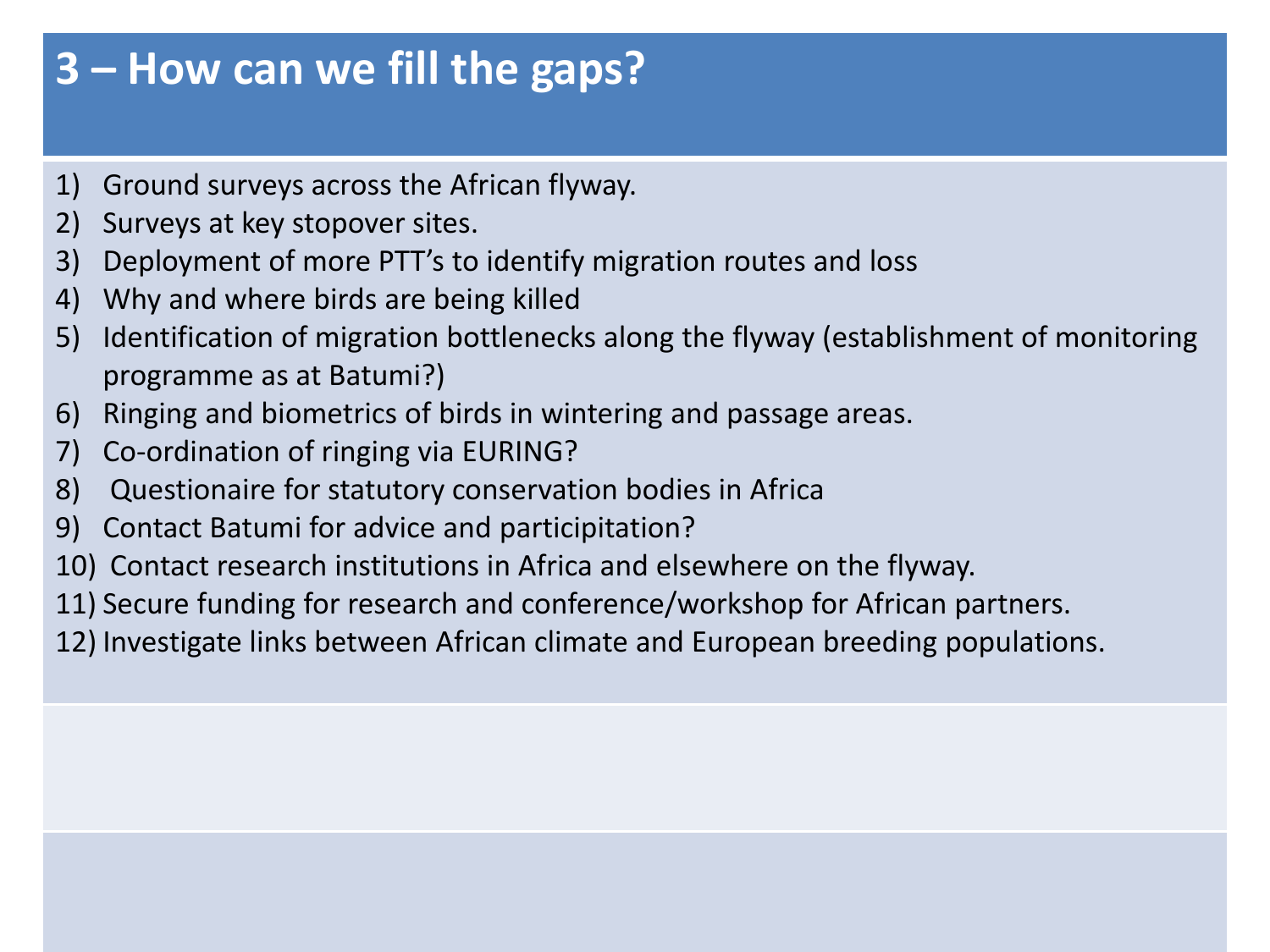# 3 – How can we fill the gaps?

1) Ground surveys across the African flyway.
2) Surveys at key stopover sites.
3) Deployment of more PTT's to identify migration routes and loss
4) Why and where birds are being killed
5) Identification of migration bottlenecks along the flyway (establishment of monitoring programme as at Batumi?)
6) Ringing and biometrics of birds in wintering and passage areas.
7) Co-ordination of ringing via EURING?
8) Questionaire for statutory conservation bodies in Africa
9) Contact Batumi for advice and participitation?
10) Contact research institutions in Africa and elsewhere on the flyway.
11) Secure funding for research and conference/workshop for African partners.
12) Investigate links between African climate and European breeding populations.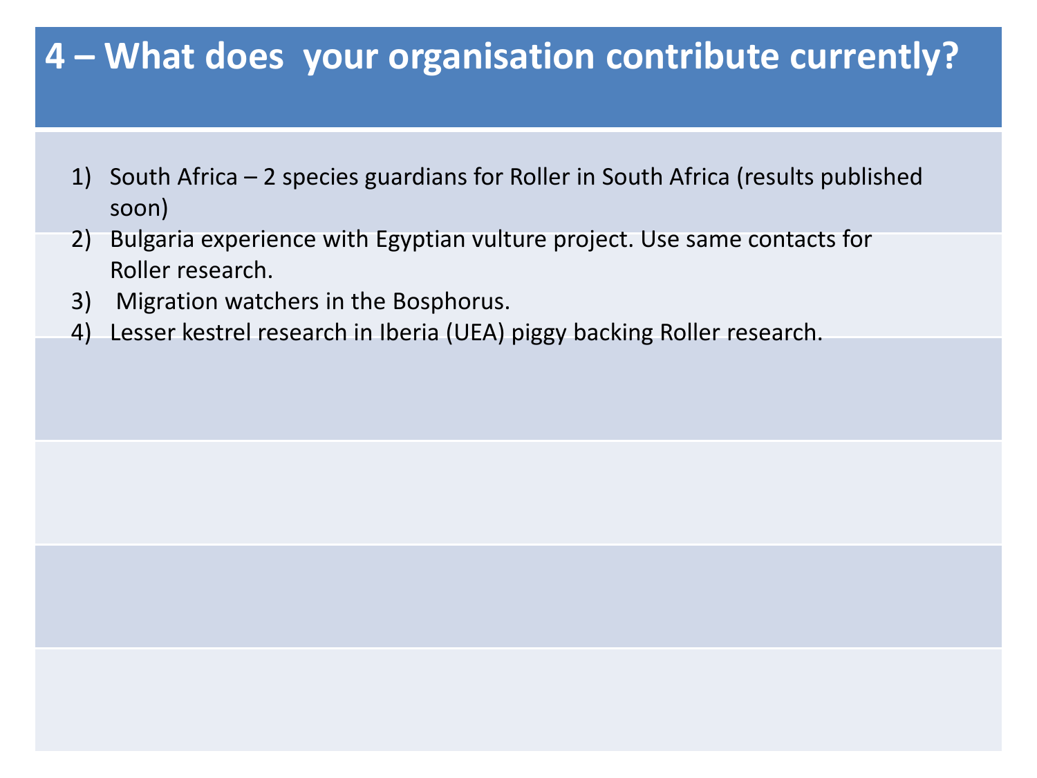# 4 – What does your organisation contribute currently?

1) South Africa – 2 species guardians for Roller in South Africa (results published soon)
2) Bulgaria experience with Egyptian vulture project. Use same contacts for Roller research.
3) Migration watchers in the Bosphorus.
4) Lesser kestrel research in Iberia (UEA) piggy backing Roller research.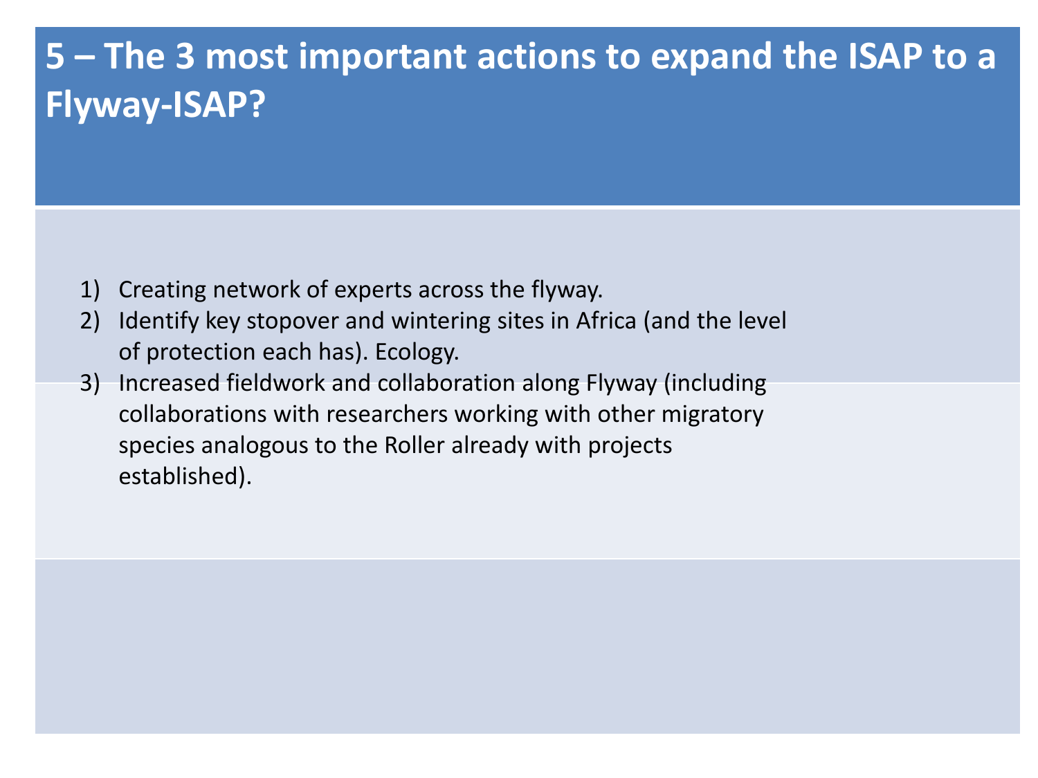# 5 – The 3 most important actions to expand the ISAP to a Flyway-ISAP?

1) Creating network of experts across the flyway.
2) Identify key stopover and wintering sites in Africa (and the level of protection each has). Ecology.
3) Increased fieldwork and collaboration along Flyway (including collaborations with researchers working with other migratory species analogous to the Roller already with projects established).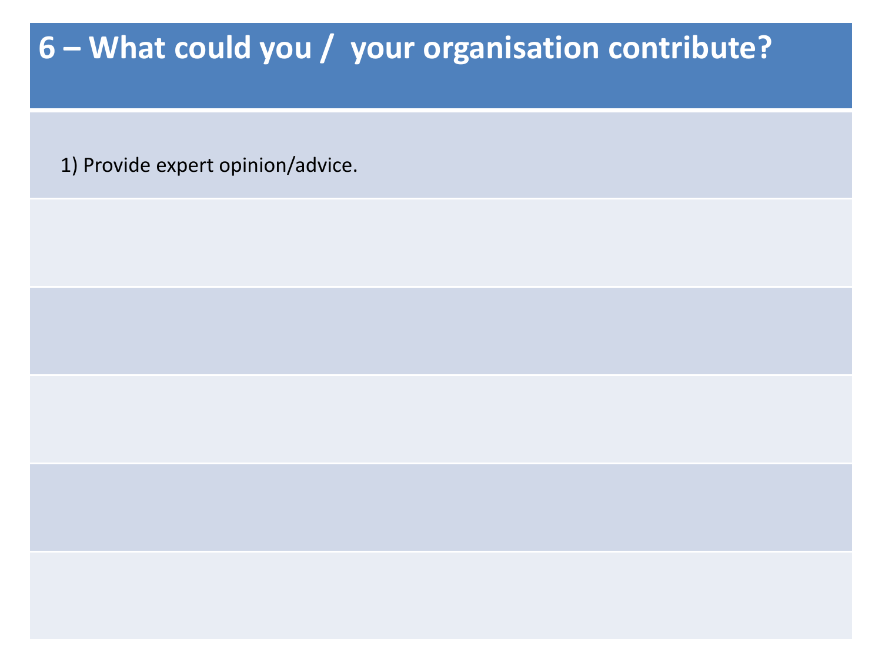# 6 – What could you /  your organisation contribute?

1) Provide expert opinion/advice.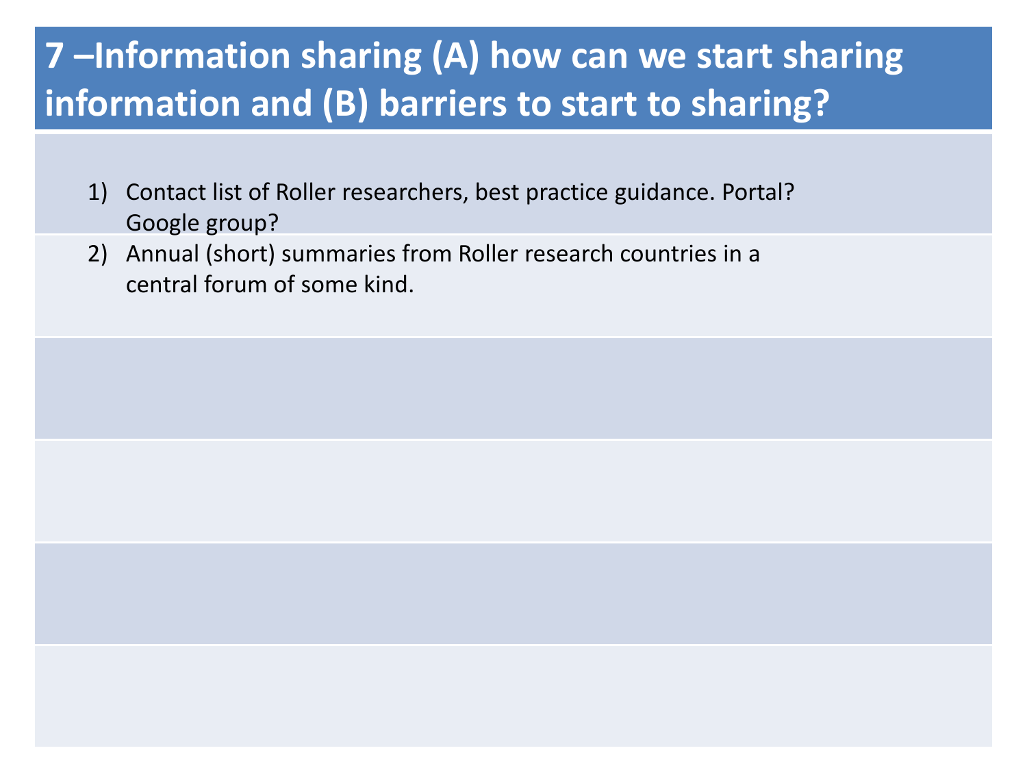# 7 –Information sharing (A) how can we start sharing information and (B) barriers to start to sharing?

1) Contact list of Roller researchers, best practice guidance. Portal? Google group?
2) Annual (short) summaries from Roller research countries in a central forum of some kind.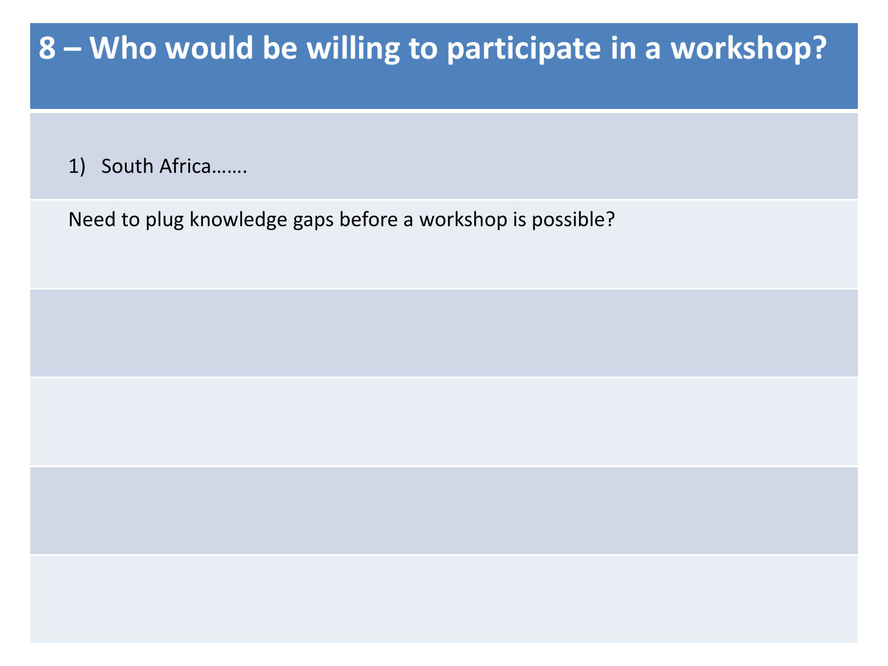# 8 – Who would be willing to participate in a workshop?

1) South Africa…….

Need to plug knowledge gaps before a workshop is possible?